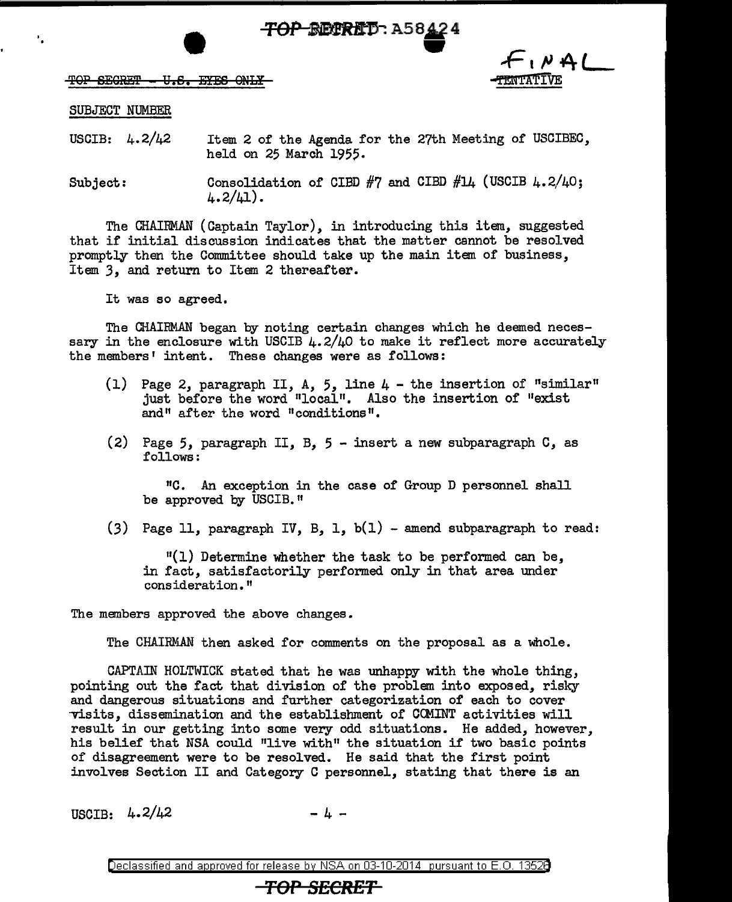TOP SECRET - U.S. EYES ONLY

FINAL

~~TENTATIVE~~

SUBJECT NUMBER

USCIB: 4.2/42 Item 2 of the Agenda for the 27th Meeting of USCIBEC, held on 25 March 1955.

Subject: Consolidation of CIBD #7 and CIBD #14 (USCIB 4.2/40; 4.2/41).

The CHAIRMAN (Captain Taylor), in introducing this item, suggested that if initial discussion indicates that the matter cannot be resolved promptly then the Committee should take up the main item of business, Item 3, and return to Item 2 thereafter.

It was so agreed.

The CHAIRMAN began by noting certain changes which he deemed necessary in the enclosure with USCIB 4.2/40 to make it reflect more accurately the members' intent. These changes were as follows:

(1) Page 2, paragraph II, A, 5, line 4 - the insertion of "similar" just before the word "local". Also the insertion of "exist and" after the word "conditions".

(2) Page 5, paragraph II, B, 5 - insert a new subparagraph C, as follows:

> "C. An exception in the case of Group D personnel shall be approved by USCIB."

(3) Page 11, paragraph IV, B, 1, b(1) - amend subparagraph to read:

> "(1) Determine whether the task to be performed can be, in fact, satisfactorily performed only in that area under consideration."

The members approved the above changes.

The CHAIRMAN then asked for comments on the proposal as a whole.

CAPTAIN HOLTWICK stated that he was unhappy with the whole thing, pointing out the fact that division of the problem into exposed, risky and dangerous situations and further categorization of each to cover visits, dissemination and the establishment of COMINT activities will result in our getting into some very odd situations. He added, however, his belief that NSA could "live with" the situation if two basic points of disagreement were to be resolved. He said that the first point involves Section II and Category C personnel, stating that there is an

USCIB: 4.2/42 - 4 -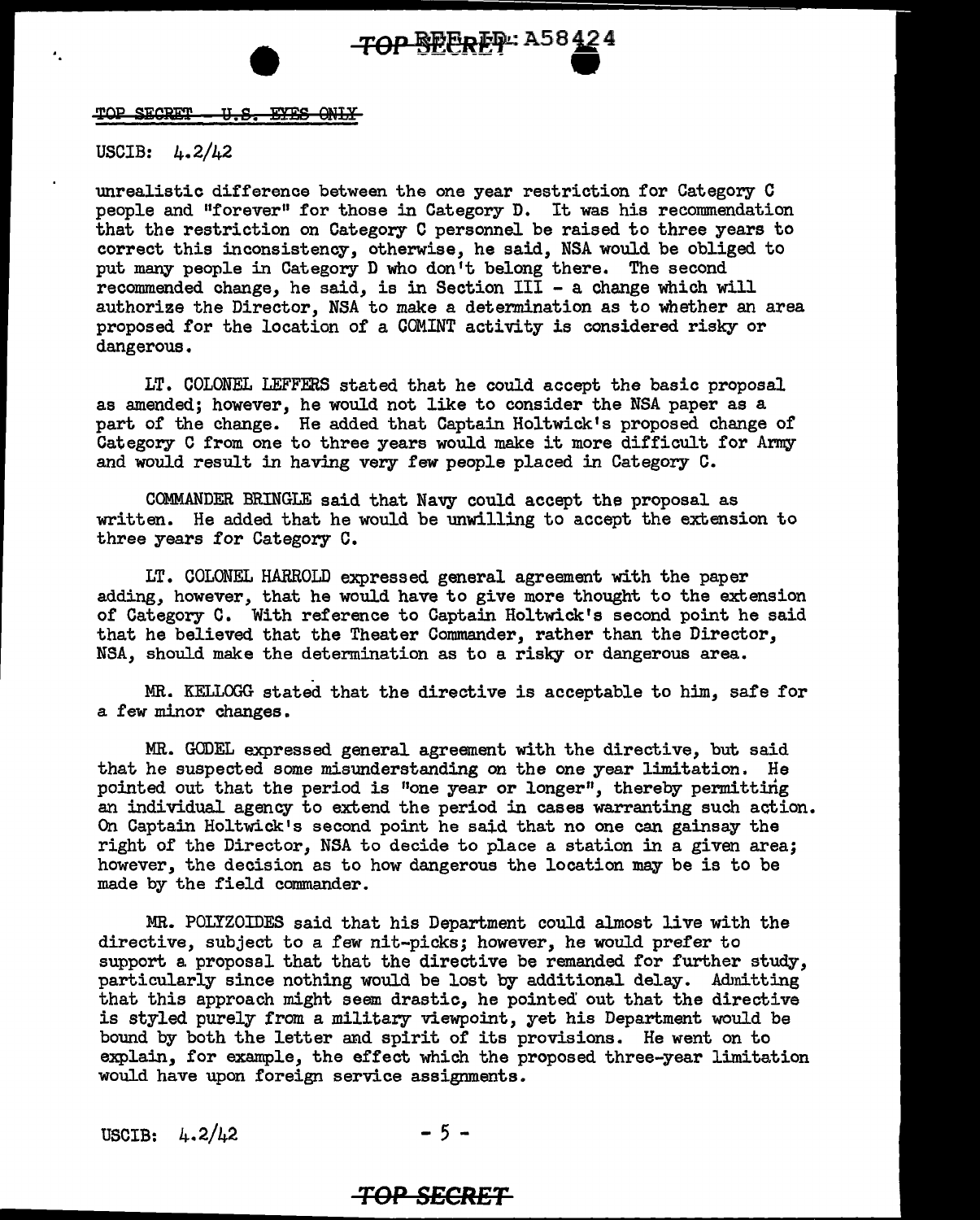TOP SECRET - U.S. EYES ONLY

USCIB: 4.2/42

unrealistic difference between the one year restriction for Category C people and "forever" for those in Category D. It was his recommendation that the restriction on Category C personnel be raised to three years to correct this inconsistency, otherwise, he said, NSA would be obliged to put many people in Category D who don't belong there. The second recommended change, he said, is in Section III - a change which will authorize the Director, NSA to make a determination as to whether an area proposed for the location of a COMINT activity is considered risky or dangerous.

LT. COLONEL LEFFERS stated that he could accept the basic proposal as amended; however, he would not like to consider the NSA paper as a part of the change. He added that Captain Holtwick's proposed change of Category C from one to three years would make it more difficult for Army and would result in having very few people placed in Category C.

COMMANDER BRINGLE said that Navy could accept the proposal as written. He added that he would be unwilling to accept the extension to three years for Category C.

LT. COLONEL HARROLD expressed general agreement with the paper adding, however, that he would have to give more thought to the extension of Category C. With reference to Captain Holtwick's second point he said that he believed that the Theater Commander, rather than the Director, NSA, should make the determination as to a risky or dangerous area.

MR. KELLOGG stated that the directive is acceptable to him, safe for a few minor changes.

MR. GODEL expressed general agreement with the directive, but said that he suspected some misunderstanding on the one year limitation. He pointed out that the period is "one year or longer", thereby permitting an individual agency to extend the period in cases warranting such action. On Captain Holtwick's second point he said that no one can gainsay the right of the Director, NSA to decide to place a station in a given area; however, the decision as to how dangerous the location may be is to be made by the field commander.

MR. POLYZOIDES said that his Department could almost live with the directive, subject to a few nit-picks; however, he would prefer to support a proposal that that the directive be remanded for further study, particularly since nothing would be lost by additional delay. Admitting that this approach might seem drastic, he pointed out that the directive is styled purely from a military viewpoint, yet his Department would be bound by both the letter and spirit of its provisions. He went on to explain, for example, the effect which the proposed three-year limitation would have upon foreign service assignments.

USCIB: 4.2/42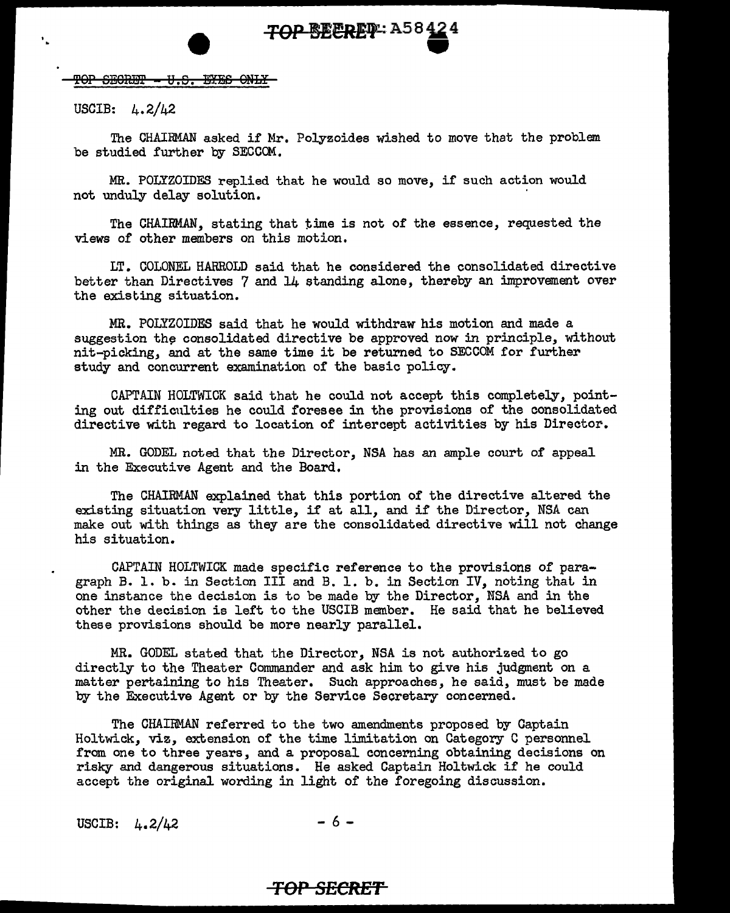TOP SECRET - U.S. EYES ONLY

USCIB: 4.2/42

The CHAIRMAN asked if Mr. Polyzoides wished to move that the problem be studied further by SECCOM.

MR. POLYZOIDES replied that he would so move, if such action would not unduly delay solution.

The CHAIRMAN, stating that time is not of the essence, requested the views of other members on this motion.

LT. COLONEL HARROLD said that he considered the consolidated directive better than Directives 7 and 14 standing alone, thereby an improvement over the existing situation.

MR. POLYZOIDES said that he would withdraw his motion and made a suggestion the consolidated directive be approved now in principle, without nit-picking, and at the same time it be returned to SECCOM for further study and concurrent examination of the basic policy.

CAPTAIN HOLTWICK said that he could not accept this completely, pointing out difficulties he could foresee in the provisions of the consolidated directive with regard to location of intercept activities by his Director.

MR. GODEL noted that the Director, NSA has an ample court of appeal in the Executive Agent and the Board.

The CHAIRMAN explained that this portion of the directive altered the existing situation very little, if at all, and if the Director, NSA can make out with things as they are the consolidated directive will not change his situation.

CAPTAIN HOLTWICK made specific reference to the provisions of paragraph B. 1. b. in Section III and B. 1. b. in Section IV, noting that in one instance the decision is to be made by the Director, NSA and in the other the decision is left to the USCIB member. He said that he believed these provisions should be more nearly parallel.

MR. GODEL stated that the Director, NSA is not authorized to go directly to the Theater Commander and ask him to give his judgment on a matter pertaining to his Theater. Such approaches, he said, must be made by the Executive Agent or by the Service Secretary concerned.

The CHAIRMAN referred to the two amendments proposed by Captain Holtwick, viz, extension of the time limitation on Category C personnel from one to three years, and a proposal concerning obtaining decisions on risky and dangerous situations. He asked Captain Holtwick if he could accept the original wording in light of the foregoing discussion.

USCIB: 4.2/42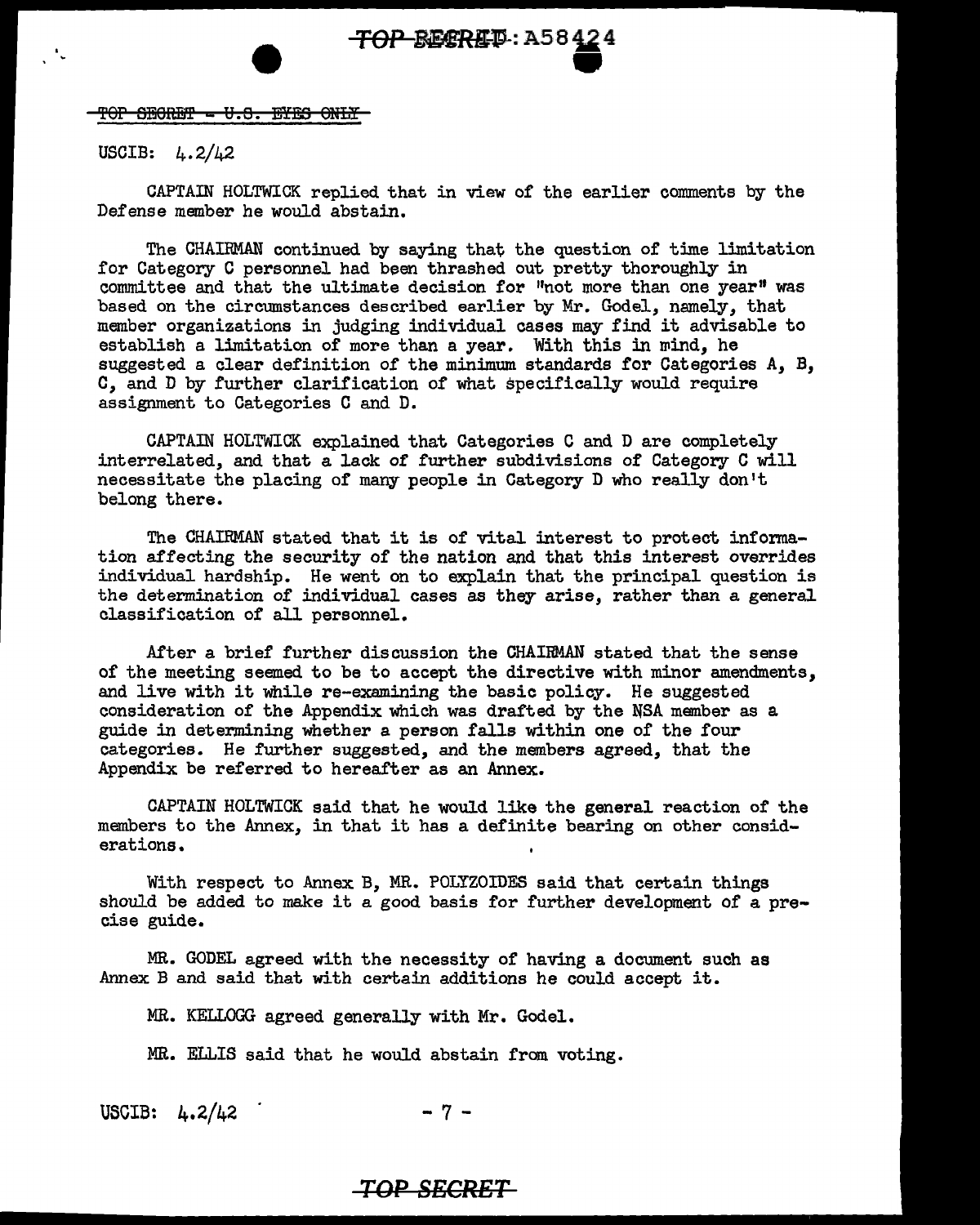TOP SECRET - U.S. EYES ONLY

USCIB: 4.2/42

CAPTAIN HOLTWICK replied that in view of the earlier comments by the Defense member he would abstain.

The CHAIRMAN continued by saying that the question of time limitation for Category C personnel had been thrashed out pretty thoroughly in committee and that the ultimate decision for "not more than one year" was based on the circumstances described earlier by Mr. Godel, namely, that member organizations in judging individual cases may find it advisable to establish a limitation of more than a year. With this in mind, he suggested a clear definition of the minimum standards for Categories A, B, C, and D by further clarification of what specifically would require assignment to Categories C and D.

CAPTAIN HOLTWICK explained that Categories C and D are completely interrelated, and that a lack of further subdivisions of Category C will necessitate the placing of many people in Category D who really don't belong there.

The CHAIRMAN stated that it is of vital interest to protect information affecting the security of the nation and that this interest overrides individual hardship. He went on to explain that the principal question is the determination of individual cases as they arise, rather than a general classification of all personnel.

After a brief further discussion the CHAIRMAN stated that the sense of the meeting seemed to be to accept the directive with minor amendments, and live with it while re-examining the basic policy. He suggested consideration of the Appendix which was drafted by the NSA member as a guide in determining whether a person falls within one of the four categories. He further suggested, and the members agreed, that the Appendix be referred to hereafter as an Annex.

CAPTAIN HOLTWICK said that he would like the general reaction of the members to the Annex, in that it has a definite bearing on other considerations.

With respect to Annex B, MR. POLYZOIDES said that certain things should be added to make it a good basis for further development of a precise guide.

MR. GODEL agreed with the necessity of having a document such as Annex B and said that with certain additions he could accept it.

MR. KELLOGG agreed generally with Mr. Godel.

MR. ELLIS said that he would abstain from voting.

USCIB: 4.2/42

TOP SECRET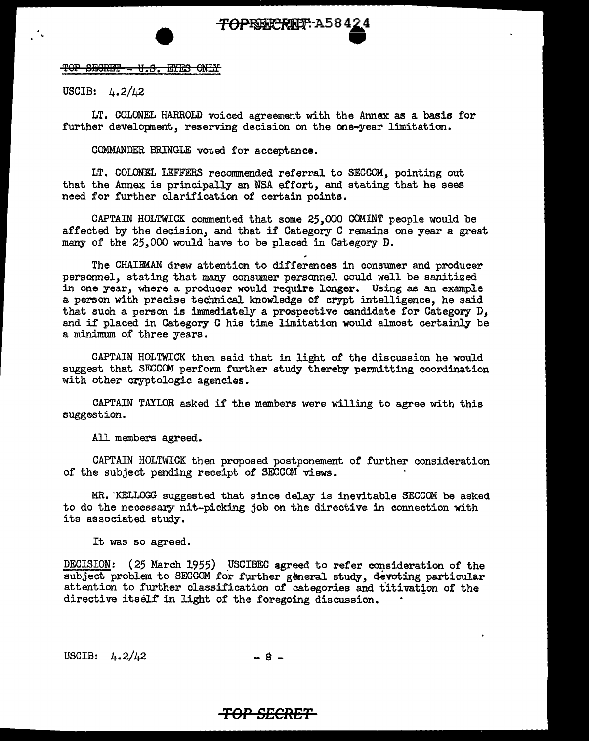TOP SECRET - U.S. EYES ONLY

USCIB: 4.2/42

LT. COLONEL HARROLD voiced agreement with the Annex as a basis for further development, reserving decision on the one-year limitation.

COMMANDER BRINGLE voted for acceptance.

LT. COLONEL LEFFERS recommended referral to SECCOM, pointing out that the Annex is principally an NSA effort, and stating that he sees need for further clarification of certain points.

CAPTAIN HOLTWICK commented that some 25,000 COMINT people would be affected by the decision, and that if Category C remains one year a great many of the 25,000 would have to be placed in Category D.

The CHAIRMAN drew attention to differences in consumer and producer personnel, stating that many consumer personnel could well be sanitized in one year, where a producer would require longer. Using as an example a person with precise technical knowledge of crypt intelligence, he said that such a person is immediately a prospective candidate for Category D, and if placed in Category C his time limitation would almost certainly be a minimum of three years.

CAPTAIN HOLTWICK then said that in light of the discussion he would suggest that SECCOM perform further study thereby permitting coordination with other cryptologic agencies.

CAPTAIN TAYLOR asked if the members were willing to agree with this suggestion.

All members agreed.

CAPTAIN HOLTWICK then proposed postponement of further consideration of the subject pending receipt of SECCOM views.

MR. KELLOGG suggested that since delay is inevitable SECCOM be asked to do the necessary nit-picking job on the directive in connection with its associated study.

It was so agreed.

DECISION: (25 March 1955) USCIBEC agreed to refer consideration of the subject problem to SECCOM for further général study, devoting particular attention to further classification of categories and titivation of the directive itself in light of the foregoing discussion.

USCIB: 4.2/42

TOP SECRET